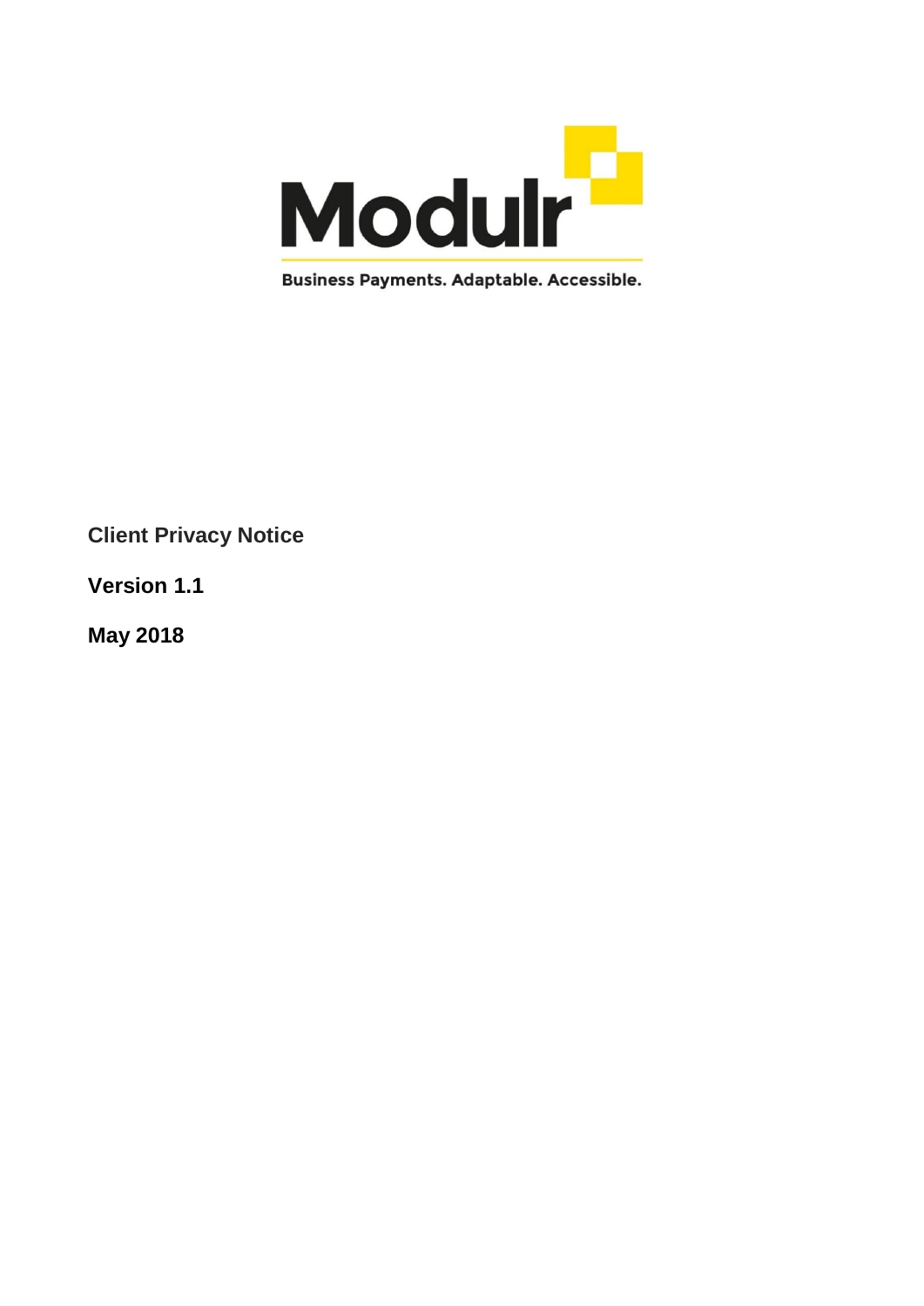Modulr

Business Payments. Adaptable. Accessible.

**Client Privacy Notice**

**Version 1.1**

**May 2018**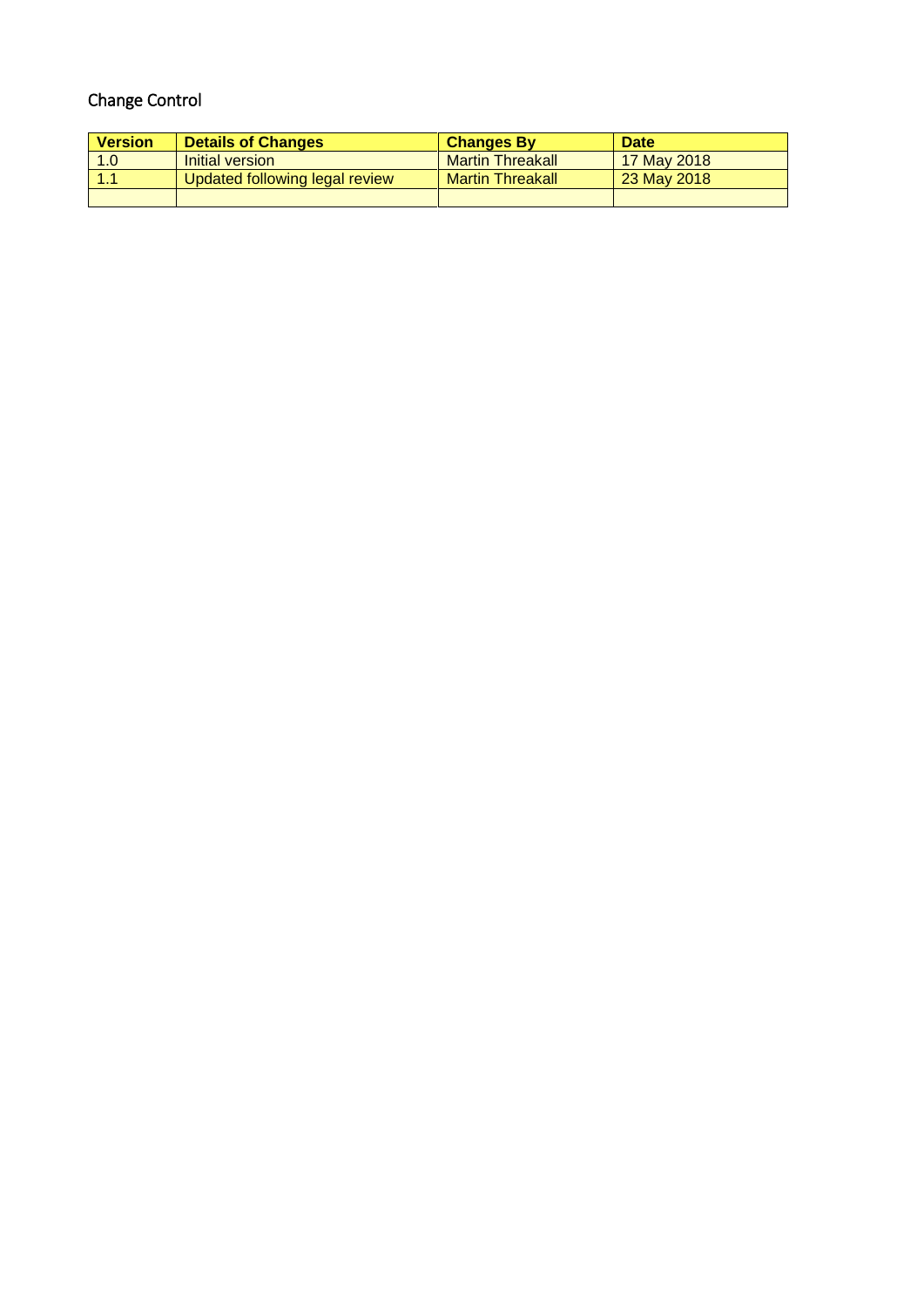## Change Control

| Version | Details of Changes | Changes By | Date |
|---|---|---|---|
| 1.0 | Initial version | Martin Threakall | 17 May 2018 |
| 1.1 | Updated following legal review | Martin Threakall | 23 May 2018 |
| | | | |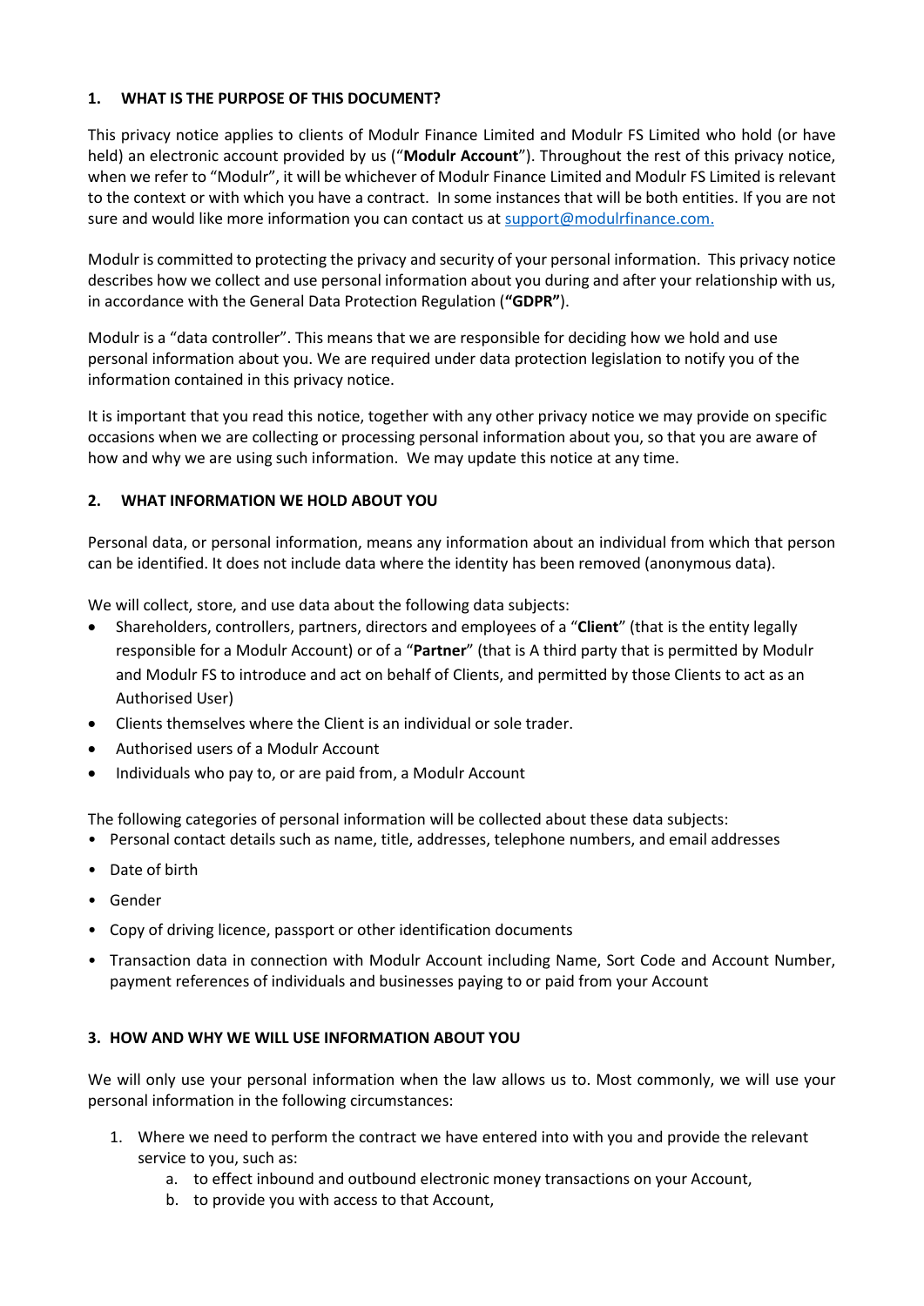## 1. WHAT IS THE PURPOSE OF THIS DOCUMENT?

This privacy notice applies to clients of Modulr Finance Limited and Modulr FS Limited who hold (or have held) an electronic account provided by us ("**Modulr Account**"). Throughout the rest of this privacy notice, when we refer to "Modulr", it will be whichever of Modulr Finance Limited and Modulr FS Limited is relevant to the context or with which you have a contract. In some instances that will be both entities. If you are not sure and would like more information you can contact us at support@modulrfinance.com.

Modulr is committed to protecting the privacy and security of your personal information. This privacy notice describes how we collect and use personal information about you during and after your relationship with us, in accordance with the General Data Protection Regulation (**"GDPR"**).

Modulr is a "data controller". This means that we are responsible for deciding how we hold and use personal information about you. We are required under data protection legislation to notify you of the information contained in this privacy notice.

It is important that you read this notice, together with any other privacy notice we may provide on specific occasions when we are collecting or processing personal information about you, so that you are aware of how and why we are using such information. We may update this notice at any time.

## 2. WHAT INFORMATION WE HOLD ABOUT YOU

Personal data, or personal information, means any information about an individual from which that person can be identified. It does not include data where the identity has been removed (anonymous data).

We will collect, store, and use data about the following data subjects:

- Shareholders, controllers, partners, directors and employees of a "**Client**" (that is the entity legally responsible for a Modulr Account) or of a "**Partner**" (that is A third party that is permitted by Modulr and Modulr FS to introduce and act on behalf of Clients, and permitted by those Clients to act as an Authorised User)
- Clients themselves where the Client is an individual or sole trader.
- Authorised users of a Modulr Account
- Individuals who pay to, or are paid from, a Modulr Account

The following categories of personal information will be collected about these data subjects:

- Personal contact details such as name, title, addresses, telephone numbers, and email addresses
- Date of birth
- Gender
- Copy of driving licence, passport or other identification documents
- Transaction data in connection with Modulr Account including Name, Sort Code and Account Number, payment references of individuals and businesses paying to or paid from your Account

## 3. HOW AND WHY WE WILL USE INFORMATION ABOUT YOU

We will only use your personal information when the law allows us to. Most commonly, we will use your personal information in the following circumstances:

1. Where we need to perform the contract we have entered into with you and provide the relevant service to you, such as:
    a. to effect inbound and outbound electronic money transactions on your Account,
    b. to provide you with access to that Account,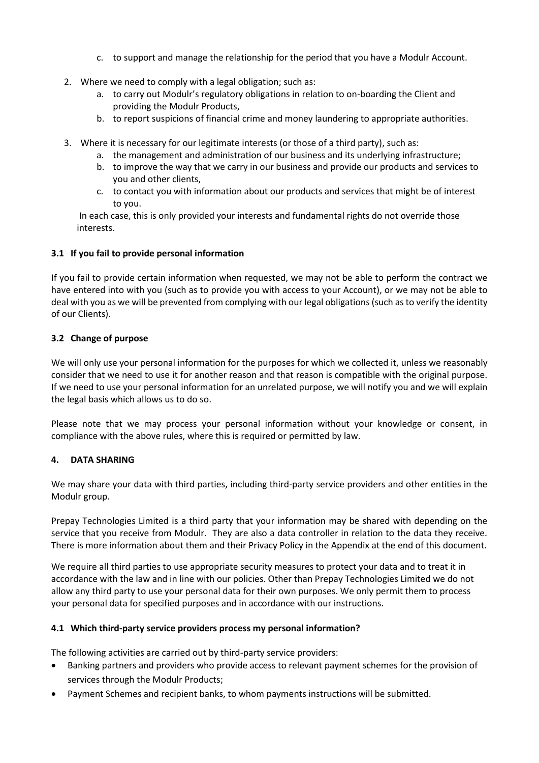c. to support and manage the relationship for the period that you have a Modulr Account.

2. Where we need to comply with a legal obligation; such as:
   a. to carry out Modulr's regulatory obligations in relation to on-boarding the Client and providing the Modulr Products,
   b. to report suspicions of financial crime and money laundering to appropriate authorities.

3. Where it is necessary for our legitimate interests (or those of a third party), such as:
   a. the management and administration of our business and its underlying infrastructure;
   b. to improve the way that we carry in our business and provide our products and services to you and other clients,
   c. to contact you with information about our products and services that might be of interest to you.

   In each case, this is only provided your interests and fundamental rights do not override those interests.

**3.1 If you fail to provide personal information**

If you fail to provide certain information when requested, we may not be able to perform the contract we have entered into with you (such as to provide you with access to your Account), or we may not be able to deal with you as we will be prevented from complying with our legal obligations (such as to verify the identity of our Clients).

**3.2 Change of purpose**

We will only use your personal information for the purposes for which we collected it, unless we reasonably consider that we need to use it for another reason and that reason is compatible with the original purpose. If we need to use your personal information for an unrelated purpose, we will notify you and we will explain the legal basis which allows us to do so.

Please note that we may process your personal information without your knowledge or consent, in compliance with the above rules, where this is required or permitted by law.

**4. DATA SHARING**

We may share your data with third parties, including third-party service providers and other entities in the Modulr group.

Prepay Technologies Limited is a third party that your information may be shared with depending on the service that you receive from Modulr. They are also a data controller in relation to the data they receive. There is more information about them and their Privacy Policy in the Appendix at the end of this document.

We require all third parties to use appropriate security measures to protect your data and to treat it in accordance with the law and in line with our policies. Other than Prepay Technologies Limited we do not allow any third party to use your personal data for their own purposes. We only permit them to process your personal data for specified purposes and in accordance with our instructions.

**4.1 Which third-party service providers process my personal information?**

The following activities are carried out by third-party service providers:

- Banking partners and providers who provide access to relevant payment schemes for the provision of services through the Modulr Products;
- Payment Schemes and recipient banks, to whom payments instructions will be submitted.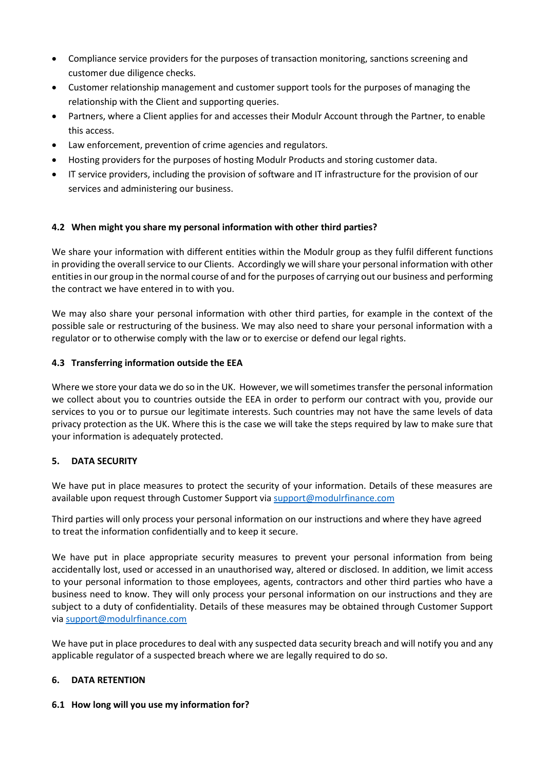- Compliance service providers for the purposes of transaction monitoring, sanctions screening and customer due diligence checks.
- Customer relationship management and customer support tools for the purposes of managing the relationship with the Client and supporting queries.
- Partners, where a Client applies for and accesses their Modulr Account through the Partner, to enable this access.
- Law enforcement, prevention of crime agencies and regulators.
- Hosting providers for the purposes of hosting Modulr Products and storing customer data.
- IT service providers, including the provision of software and IT infrastructure for the provision of our services and administering our business.

**4.2 When might you share my personal information with other third parties?**

We share your information with different entities within the Modulr group as they fulfil different functions in providing the overall service to our Clients. Accordingly we will share your personal information with other entities in our group in the normal course of and for the purposes of carrying out our business and performing the contract we have entered in to with you.

We may also share your personal information with other third parties, for example in the context of the possible sale or restructuring of the business. We may also need to share your personal information with a regulator or to otherwise comply with the law or to exercise or defend our legal rights.

**4.3 Transferring information outside the EEA**

Where we store your data we do so in the UK. However, we will sometimes transfer the personal information we collect about you to countries outside the EEA in order to perform our contract with you, provide our services to you or to pursue our legitimate interests. Such countries may not have the same levels of data privacy protection as the UK. Where this is the case we will take the steps required by law to make sure that your information is adequately protected.

**5. DATA SECURITY**

We have put in place measures to protect the security of your information. Details of these measures are available upon request through Customer Support via support@modulrfinance.com

Third parties will only process your personal information on our instructions and where they have agreed to treat the information confidentially and to keep it secure.

We have put in place appropriate security measures to prevent your personal information from being accidentally lost, used or accessed in an unauthorised way, altered or disclosed. In addition, we limit access to your personal information to those employees, agents, contractors and other third parties who have a business need to know. They will only process your personal information on our instructions and they are subject to a duty of confidentiality. Details of these measures may be obtained through Customer Support via support@modulrfinance.com

We have put in place procedures to deal with any suspected data security breach and will notify you and any applicable regulator of a suspected breach where we are legally required to do so.

**6. DATA RETENTION**

**6.1 How long will you use my information for?**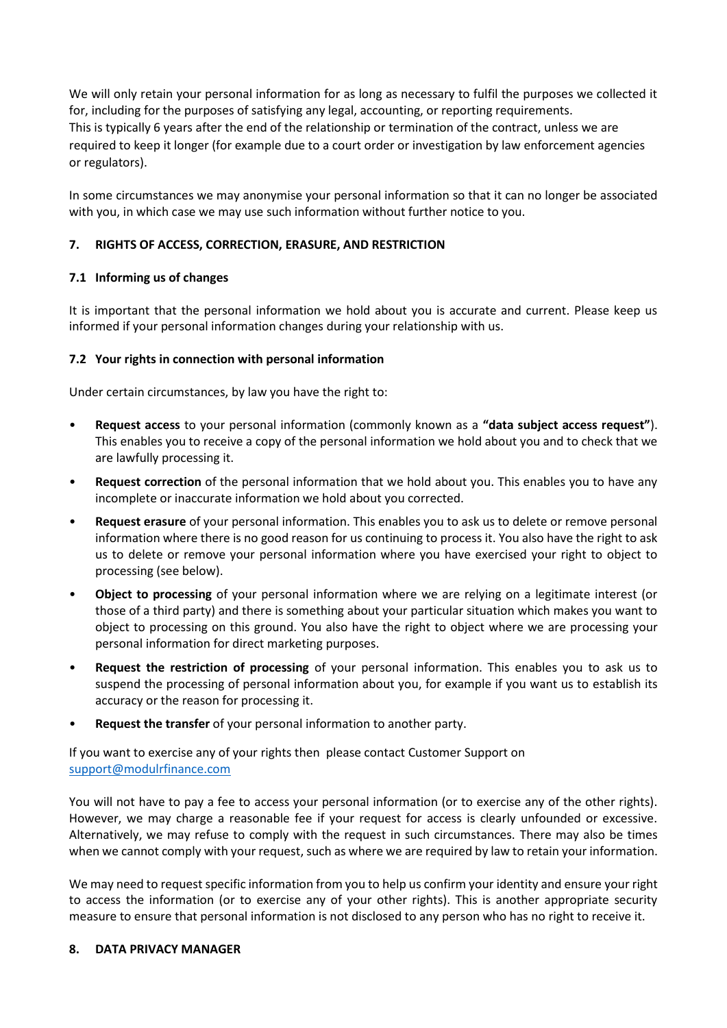We will only retain your personal information for as long as necessary to fulfil the purposes we collected it for, including for the purposes of satisfying any legal, accounting, or reporting requirements.
This is typically 6 years after the end of the relationship or termination of the contract, unless we are required to keep it longer (for example due to a court order or investigation by law enforcement agencies or regulators).

In some circumstances we may anonymise your personal information so that it can no longer be associated with you, in which case we may use such information without further notice to you.

## 7. RIGHTS OF ACCESS, CORRECTION, ERASURE, AND RESTRICTION

### 7.1 Informing us of changes

It is important that the personal information we hold about you is accurate and current. Please keep us informed if your personal information changes during your relationship with us.

### 7.2 Your rights in connection with personal information

Under certain circumstances, by law you have the right to:

- **Request access** to your personal information (commonly known as a **"data subject access request"**). This enables you to receive a copy of the personal information we hold about you and to check that we are lawfully processing it.
- **Request correction** of the personal information that we hold about you. This enables you to have any incomplete or inaccurate information we hold about you corrected.
- **Request erasure** of your personal information. This enables you to ask us to delete or remove personal information where there is no good reason for us continuing to process it. You also have the right to ask us to delete or remove your personal information where you have exercised your right to object to processing (see below).
- **Object to processing** of your personal information where we are relying on a legitimate interest (or those of a third party) and there is something about your particular situation which makes you want to object to processing on this ground. You also have the right to object where we are processing your personal information for direct marketing purposes.
- **Request the restriction of processing** of your personal information. This enables you to ask us to suspend the processing of personal information about you, for example if you want us to establish its accuracy or the reason for processing it.
- **Request the transfer** of your personal information to another party.

If you want to exercise any of your rights then please contact Customer Support on support@modulrfinance.com

You will not have to pay a fee to access your personal information (or to exercise any of the other rights). However, we may charge a reasonable fee if your request for access is clearly unfounded or excessive. Alternatively, we may refuse to comply with the request in such circumstances. There may also be times when we cannot comply with your request, such as where we are required by law to retain your information.

We may need to request specific information from you to help us confirm your identity and ensure your right to access the information (or to exercise any of your other rights). This is another appropriate security measure to ensure that personal information is not disclosed to any person who has no right to receive it.

## 8. DATA PRIVACY MANAGER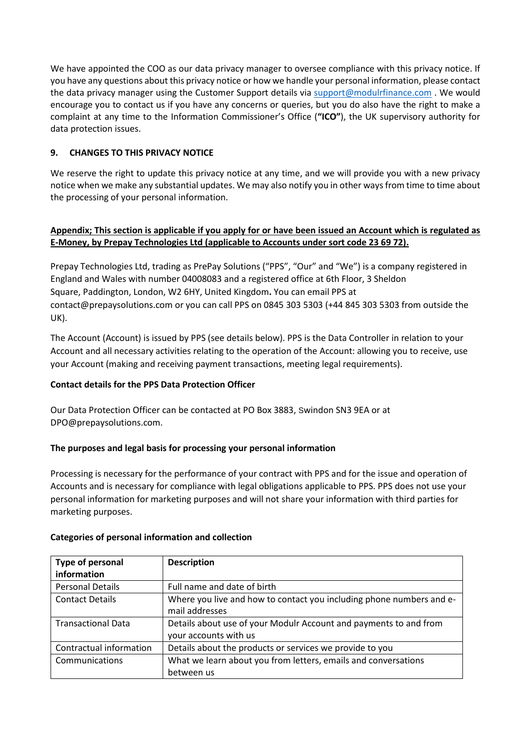We have appointed the COO as our data privacy manager to oversee compliance with this privacy notice. If you have any questions about this privacy notice or how we handle your personal information, please contact the data privacy manager using the Customer Support details via [support@modulrfinance.com](mailto:support@modulrfinance.com) . We would encourage you to contact us if you have any concerns or queries, but you do also have the right to make a complaint at any time to the Information Commissioner's Office (**"ICO"**), the UK supervisory authority for data protection issues.

## 9. CHANGES TO THIS PRIVACY NOTICE

We reserve the right to update this privacy notice at any time, and we will provide you with a new privacy notice when we make any substantial updates. We may also notify you in other ways from time to time about the processing of your personal information.

## Appendix; This section is applicable if you apply for or have been issued an Account which is regulated as E-Money, by Prepay Technologies Ltd (applicable to Accounts under sort code 23 69 72).

Prepay Technologies Ltd, trading as PrePay Solutions ("PPS", "Our" and "We") is a company registered in England and Wales with number 04008083 and a registered office at 6th Floor, 3 Sheldon Square, Paddington, London, W2 6HY, United Kingdom**.** You can email PPS at contact@prepaysolutions.com or you can call PPS on 0845 303 5303 (+44 845 303 5303 from outside the UK).

The Account (Account) is issued by PPS (see details below). PPS is the Data Controller in relation to your Account and all necessary activities relating to the operation of the Account: allowing you to receive, use your Account (making and receiving payment transactions, meeting legal requirements).

**Contact details for the PPS Data Protection Officer**

Our Data Protection Officer can be contacted at PO Box 3883, Swindon SN3 9EA or at DPO@prepaysolutions.com.

**The purposes and legal basis for processing your personal information**

Processing is necessary for the performance of your contract with PPS and for the issue and operation of Accounts and is necessary for compliance with legal obligations applicable to PPS. PPS does not use your personal information for marketing purposes and will not share your information with third parties for marketing purposes.

**Categories of personal information and collection**

| Type of personal information | Description |
|---|---|
| Personal Details | Full name and date of birth |
| Contact Details | Where you live and how to contact you including phone numbers and e-mail addresses |
| Transactional Data | Details about use of your Modulr Account and payments to and from your accounts with us |
| Contractual information | Details about the products or services we provide to you |
| Communications | What we learn about you from letters, emails and conversations between us |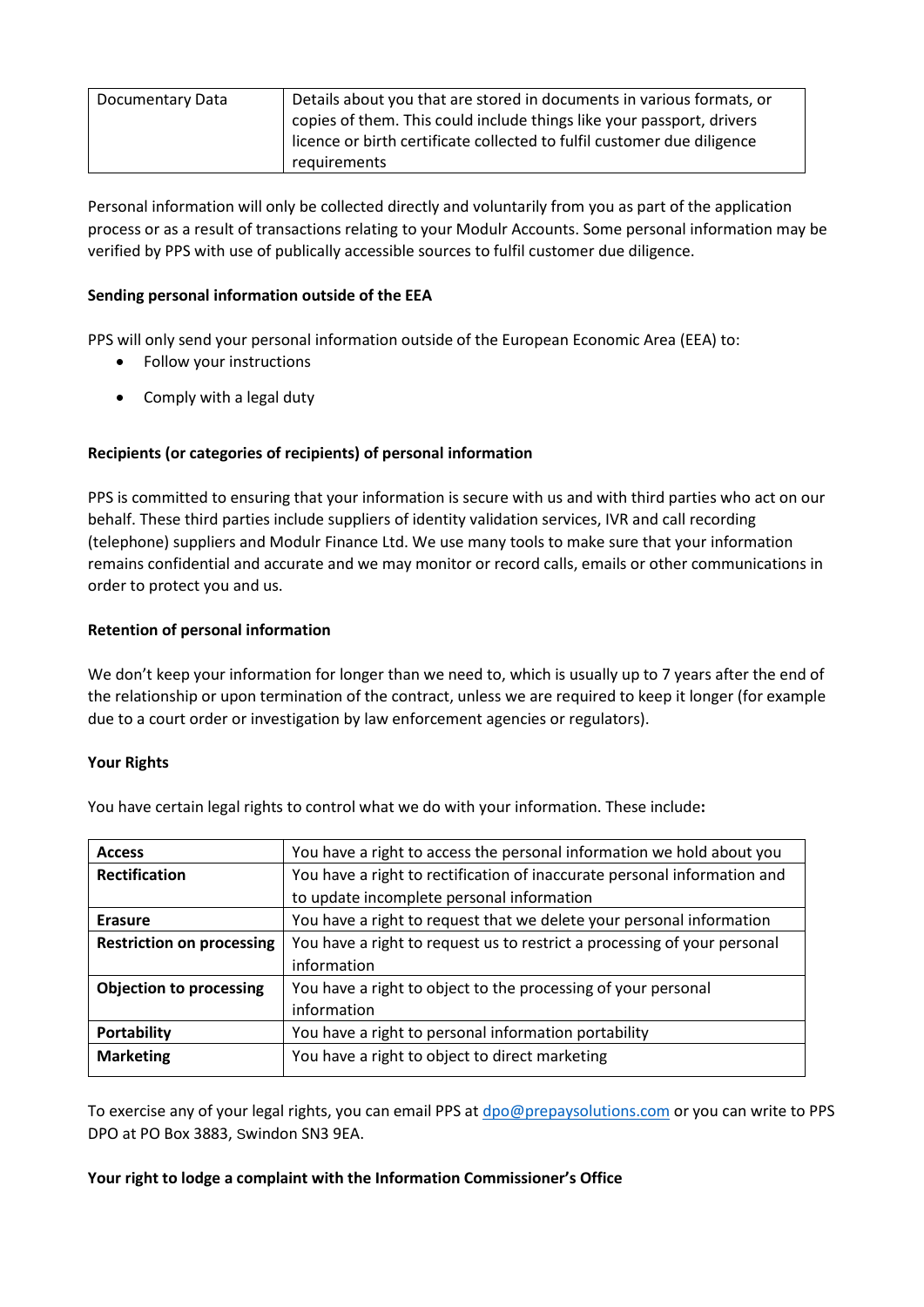| Documentary Data | Details about you that are stored in documents in various formats, or copies of them. This could include things like your passport, drivers licence or birth certificate collected to fulfil customer due diligence requirements |
|---|---|

Personal information will only be collected directly and voluntarily from you as part of the application process or as a result of transactions relating to your Modulr Accounts. Some personal information may be verified by PPS with use of publically accessible sources to fulfil customer due diligence.

**Sending personal information outside of the EEA**

PPS will only send your personal information outside of the European Economic Area (EEA) to:

- Follow your instructions
- Comply with a legal duty

**Recipients (or categories of recipients) of personal information**

PPS is committed to ensuring that your information is secure with us and with third parties who act on our behalf. These third parties include suppliers of identity validation services, IVR and call recording (telephone) suppliers and Modulr Finance Ltd. We use many tools to make sure that your information remains confidential and accurate and we may monitor or record calls, emails or other communications in order to protect you and us.

**Retention of personal information**

We don't keep your information for longer than we need to, which is usually up to 7 years after the end of the relationship or upon termination of the contract, unless we are required to keep it longer (for example due to a court order or investigation by law enforcement agencies or regulators).

**Your Rights**

You have certain legal rights to control what we do with your information. These include**:**

| **Access** | You have a right to access the personal information we hold about you |
|---|---|
| **Rectification** | You have a right to rectification of inaccurate personal information and to update incomplete personal information |
| **Erasure** | You have a right to request that we delete your personal information |
| **Restriction on processing** | You have a right to request us to restrict a processing of your personal information |
| **Objection to processing** | You have a right to object to the processing of your personal information |
| **Portability** | You have a right to personal information portability |
| **Marketing** | You have a right to object to direct marketing |

To exercise any of your legal rights, you can email PPS at dpo@prepaysolutions.com or you can write to PPS DPO at PO Box 3883, Swindon SN3 9EA.

**Your right to lodge a complaint with the Information Commissioner's Office**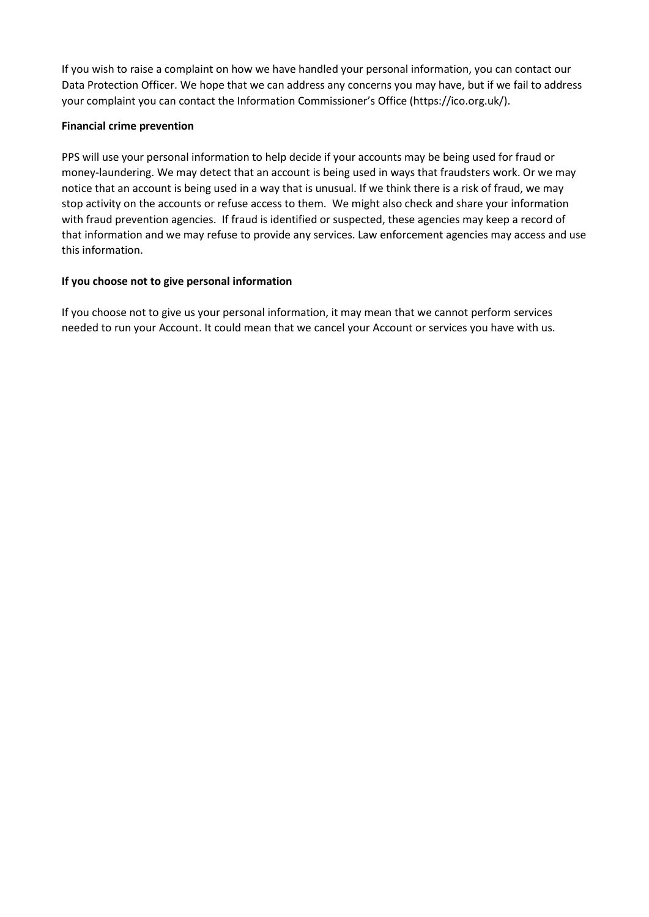If you wish to raise a complaint on how we have handled your personal information, you can contact our Data Protection Officer. We hope that we can address any concerns you may have, but if we fail to address your complaint you can contact the Information Commissioner's Office (https://ico.org.uk/).

**Financial crime prevention**

PPS will use your personal information to help decide if your accounts may be being used for fraud or money-laundering. We may detect that an account is being used in ways that fraudsters work. Or we may notice that an account is being used in a way that is unusual. If we think there is a risk of fraud, we may stop activity on the accounts or refuse access to them. We might also check and share your information with fraud prevention agencies. If fraud is identified or suspected, these agencies may keep a record of that information and we may refuse to provide any services. Law enforcement agencies may access and use this information.

**If you choose not to give personal information**

If you choose not to give us your personal information, it may mean that we cannot perform services needed to run your Account. It could mean that we cancel your Account or services you have with us.